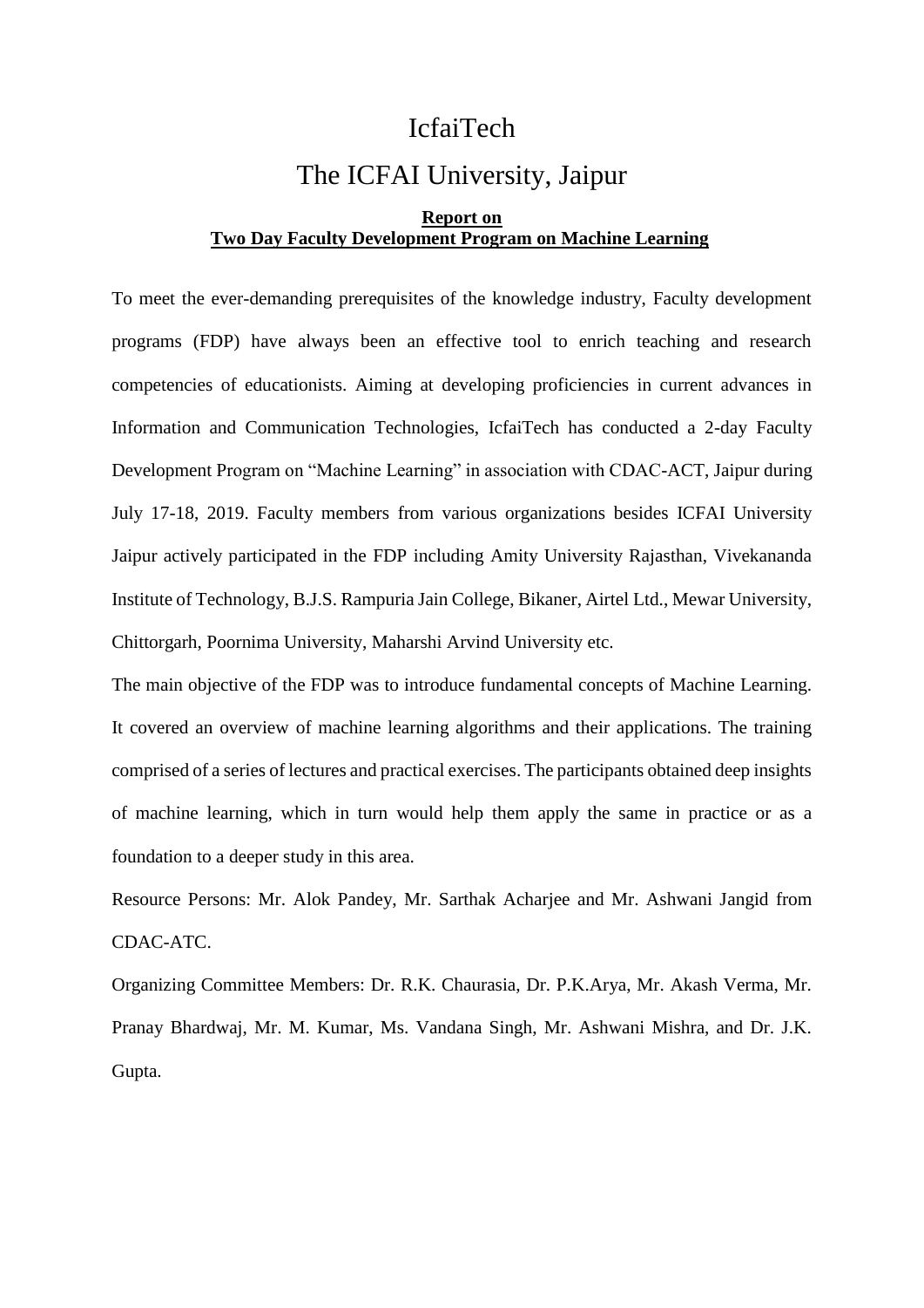# IcfaiTech

# The ICFAI University, Jaipur

**Report on**
**Two Day Faculty Development Program on Machine Learning**

To meet the ever-demanding prerequisites of the knowledge industry, Faculty development programs (FDP) have always been an effective tool to enrich teaching and research competencies of educationists. Aiming at developing proficiencies in current advances in Information and Communication Technologies, IcfaiTech has conducted a 2-day Faculty Development Program on "Machine Learning" in association with CDAC-ACT, Jaipur during July 17-18, 2019. Faculty members from various organizations besides ICFAI University Jaipur actively participated in the FDP including Amity University Rajasthan, Vivekananda Institute of Technology, B.J.S. Rampuria Jain College, Bikaner, Airtel Ltd., Mewar University, Chittorgarh, Poornima University, Maharshi Arvind University etc.

The main objective of the FDP was to introduce fundamental concepts of Machine Learning. It covered an overview of machine learning algorithms and their applications. The training comprised of a series of lectures and practical exercises. The participants obtained deep insights of machine learning, which in turn would help them apply the same in practice or as a foundation to a deeper study in this area.

Resource Persons: Mr. Alok Pandey, Mr. Sarthak Acharjee and Mr. Ashwani Jangid from CDAC-ATC.

Organizing Committee Members: Dr. R.K. Chaurasia, Dr. P.K.Arya, Mr. Akash Verma, Mr. Pranay Bhardwaj, Mr. M. Kumar, Ms. Vandana Singh, Mr. Ashwani Mishra, and Dr. J.K. Gupta.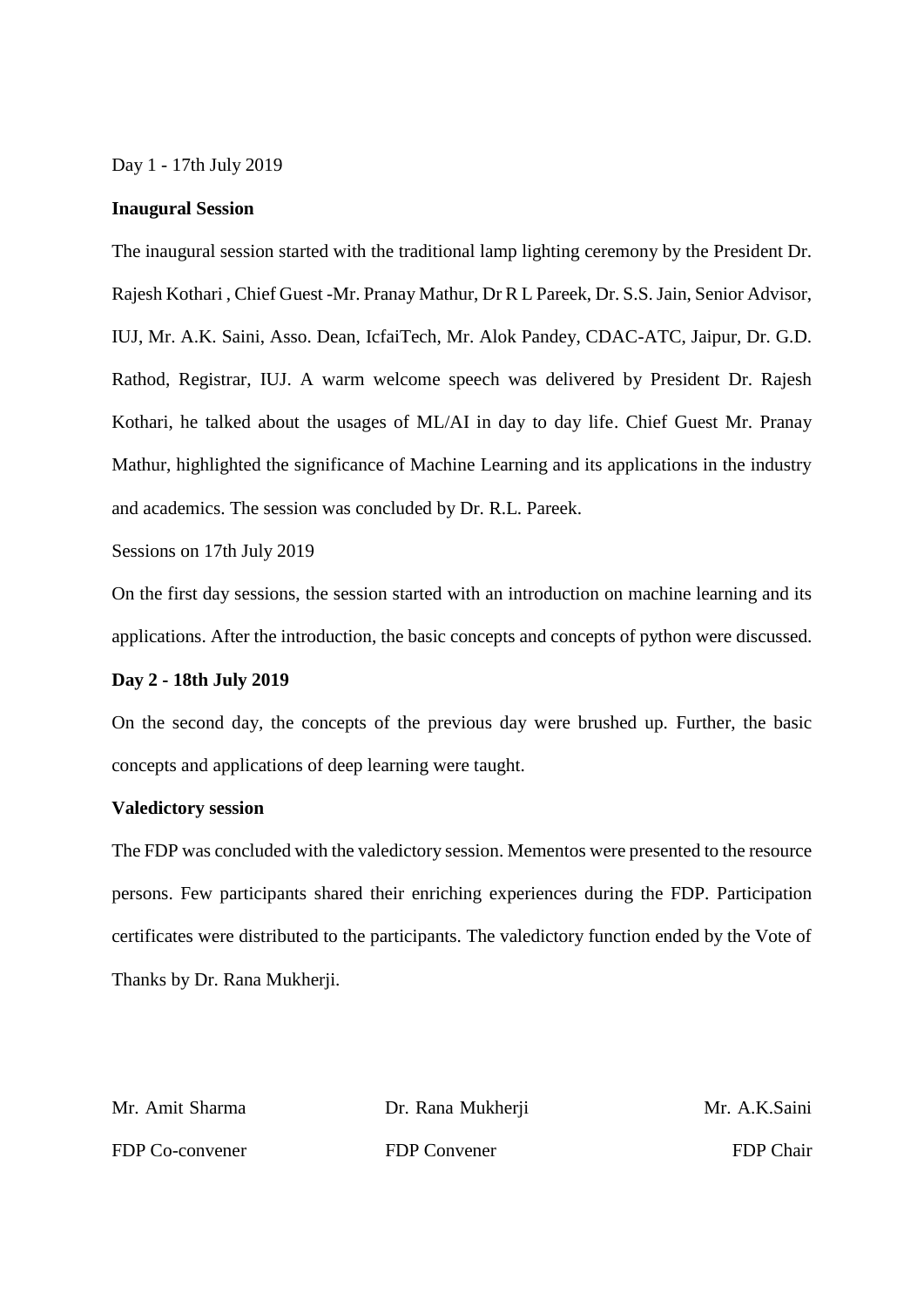Day 1 - 17th July 2019

**Inaugural Session**

The inaugural session started with the traditional lamp lighting ceremony by the President Dr. Rajesh Kothari , Chief Guest -Mr. Pranay Mathur, Dr R L Pareek, Dr. S.S. Jain, Senior Advisor, IUJ, Mr. A.K. Saini, Asso. Dean, IcfaiTech, Mr. Alok Pandey, CDAC-ATC, Jaipur, Dr. G.D. Rathod, Registrar, IUJ. A warm welcome speech was delivered by President Dr. Rajesh Kothari, he talked about the usages of ML/AI in day to day life. Chief Guest Mr. Pranay Mathur, highlighted the significance of Machine Learning and its applications in the industry and academics. The session was concluded by Dr. R.L. Pareek.

Sessions on 17th July 2019

On the first day sessions, the session started with an introduction on machine learning and its applications. After the introduction, the basic concepts and concepts of python were discussed.

**Day 2 - 18th July 2019**

On the second day, the concepts of the previous day were brushed up. Further, the basic concepts and applications of deep learning were taught.

**Valedictory session**

The FDP was concluded with the valedictory session. Mementos were presented to the resource persons. Few participants shared their enriching experiences during the FDP. Participation certificates were distributed to the participants. The valedictory function ended by the Vote of Thanks by Dr. Rana Mukherji.

| Mr. Amit Sharma | Dr. Rana Mukherji | Mr. A.K.Saini |
|---|---|---|
| FDP Co-convener | FDP Convener | FDP Chair |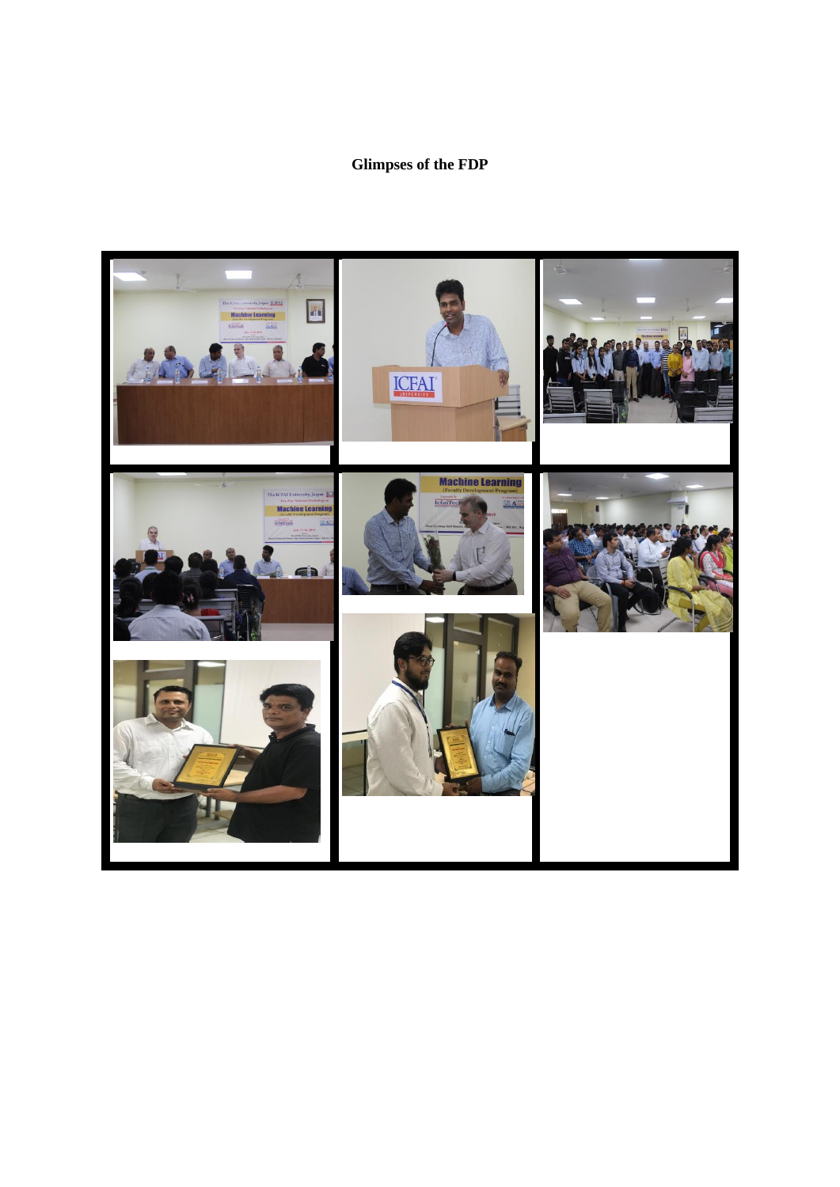**Glimpses of the FDP**